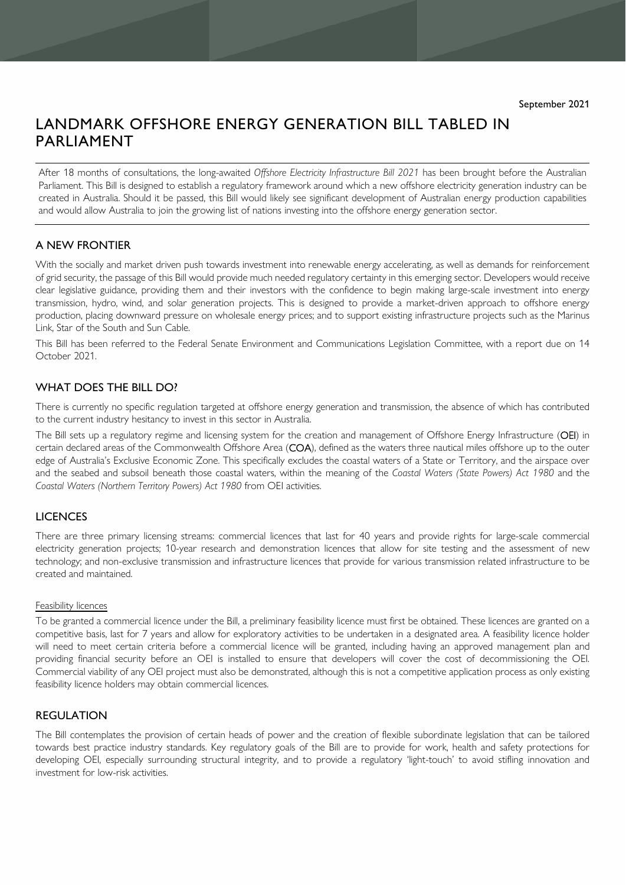September 2021

# LANDMARK OFFSHORE ENERGY GENERATION BILL TABLED IN PARLIAMENT

After 18 months of consultations, the long-awaited *Offshore Electricity Infrastructure Bill 2021* has been brought before the Australian Parliament. This Bill is designed to establish a regulatory framework around which a new offshore electricity generation industry can be created in Australia. Should it be passed, this Bill would likely see significant development of Australian energy production capabilities and would allow Australia to join the growing list of nations investing into the offshore energy generation sector.

## A NEW FRONTIER

With the socially and market driven push towards investment into renewable energy accelerating, as well as demands for reinforcement of grid security, the passage of this Bill would provide much needed regulatory certainty in this emerging sector. Developers would receive clear legislative guidance, providing them and their investors with the confidence to begin making large-scale investment into energy transmission, hydro, wind, and solar generation projects. This is designed to provide a market-driven approach to offshore energy production, placing downward pressure on wholesale energy prices; and to support existing infrastructure projects such as the Marinus Link, Star of the South and Sun Cable.

This Bill has been referred to the Federal Senate Environment and Communications Legislation Committee, with a report due on 14 October 2021.

## WHAT DOES THE BILL DO?

There is currently no specific regulation targeted at offshore energy generation and transmission, the absence of which has contributed to the current industry hesitancy to invest in this sector in Australia.

The Bill sets up a regulatory regime and licensing system for the creation and management of Offshore Energy Infrastructure (**OEI**) in certain declared areas of the Commonwealth Offshore Area (**COA**), defined as the waters three nautical miles offshore up to the outer edge of Australia's Exclusive Economic Zone. This specifically excludes the coastal waters of a State or Territory, and the airspace over and the seabed and subsoil beneath those coastal waters, within the meaning of the *Coastal Waters (State Powers) Act 1980* and the *Coastal Waters (Northern Territory Powers) Act 1980* from OEI activities.

## LICENCES

There are three primary licensing streams: commercial licences that last for 40 years and provide rights for large-scale commercial electricity generation projects; 10-year research and demonstration licences that allow for site testing and the assessment of new technology; and non-exclusive transmission and infrastructure licences that provide for various transmission related infrastructure to be created and maintained.

### Feasibility licences

To be granted a commercial licence under the Bill, a preliminary feasibility licence must first be obtained. These licences are granted on a competitive basis, last for 7 years and allow for exploratory activities to be undertaken in a designated area. A feasibility licence holder will need to meet certain criteria before a commercial licence will be granted, including having an approved management plan and providing financial security before an OEI is installed to ensure that developers will cover the cost of decommissioning the OEI. Commercial viability of any OEI project must also be demonstrated, although this is not a competitive application process as only existing feasibility licence holders may obtain commercial licences.

## REGULATION

The Bill contemplates the provision of certain heads of power and the creation of flexible subordinate legislation that can be tailored towards best practice industry standards. Key regulatory goals of the Bill are to provide for work, health and safety protections for developing OEI, especially surrounding structural integrity, and to provide a regulatory 'light-touch' to avoid stifling innovation and investment for low-risk activities.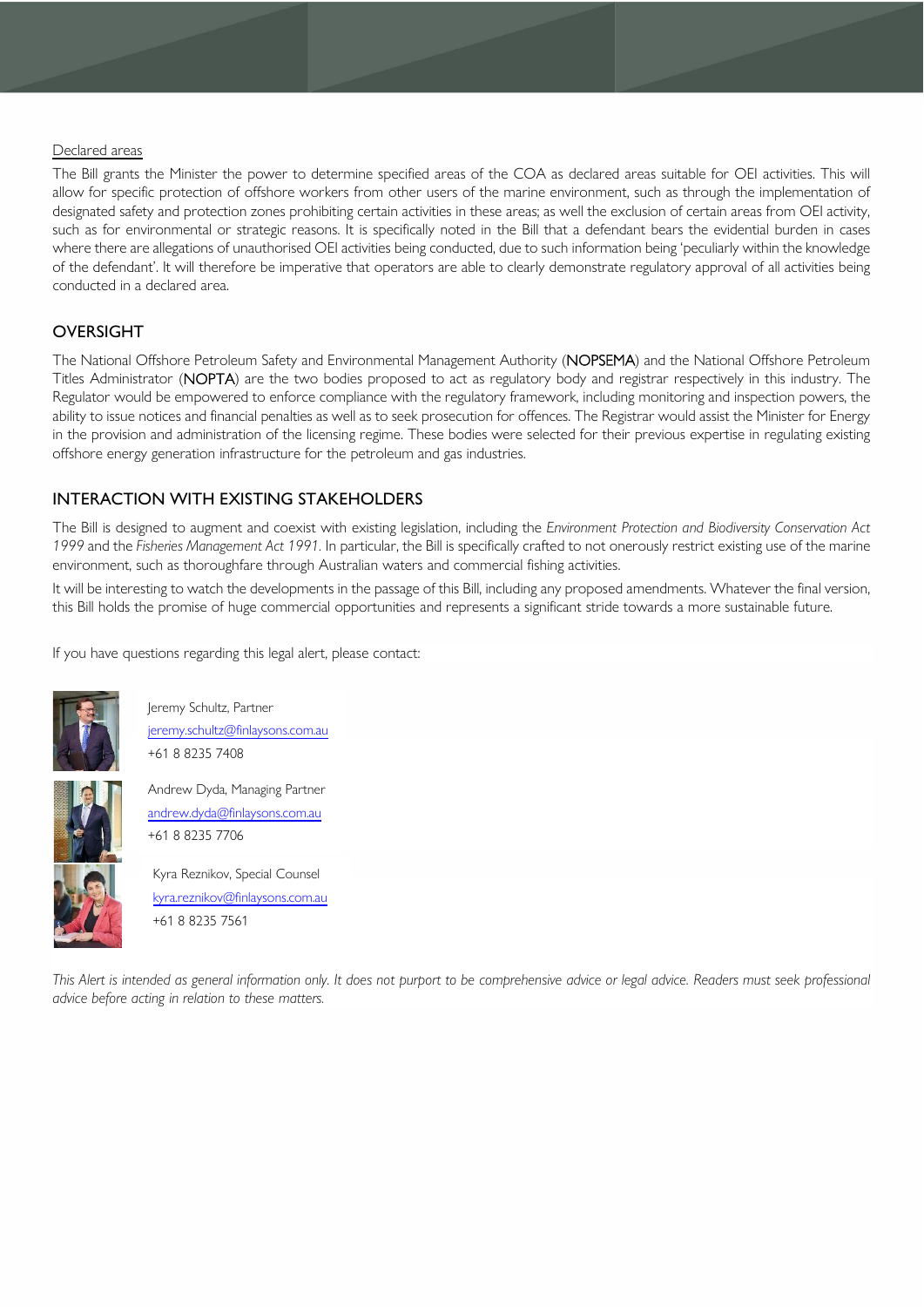<u>Declared areas</u>

The Bill grants the Minister the power to determine specified areas of the COA as declared areas suitable for OEI activities. This will allow for specific protection of offshore workers from other users of the marine environment, such as through the implementation of designated safety and protection zones prohibiting certain activities in these areas; as well the exclusion of certain areas from OEI activity, such as for environmental or strategic reasons. It is specifically noted in the Bill that a defendant bears the evidential burden in cases where there are allegations of unauthorised OEI activities being conducted, due to such information being 'peculiarly within the knowledge of the defendant'. It will therefore be imperative that operators are able to clearly demonstrate regulatory approval of all activities being conducted in a declared area.

## OVERSIGHT

The National Offshore Petroleum Safety and Environmental Management Authority (**NOPSEMA**) and the National Offshore Petroleum Titles Administrator (**NOPTA**) are the two bodies proposed to act as regulatory body and registrar respectively in this industry. The Regulator would be empowered to enforce compliance with the regulatory framework, including monitoring and inspection powers, the ability to issue notices and financial penalties as well as to seek prosecution for offences. The Registrar would assist the Minister for Energy in the provision and administration of the licensing regime. These bodies were selected for their previous expertise in regulating existing offshore energy generation infrastructure for the petroleum and gas industries.

## INTERACTION WITH EXISTING STAKEHOLDERS

The Bill is designed to augment and coexist with existing legislation, including the *Environment Protection and Biodiversity Conservation Act 1999* and the *Fisheries Management Act 1991*. In particular, the Bill is specifically crafted to not onerously restrict existing use of the marine environment, such as thoroughfare through Australian waters and commercial fishing activities.

It will be interesting to watch the developments in the passage of this Bill, including any proposed amendments. Whatever the final version, this Bill holds the promise of huge commercial opportunities and represents a significant stride towards a more sustainable future.

If you have questions regarding this legal alert, please contact:

Jeremy Schultz, Partner
jeremy.schultz@finlaysons.com.au
+61 8 8235 7408

Andrew Dyda, Managing Partner
andrew.dyda@finlaysons.com.au
+61 8 8235 7706

Kyra Reznikov, Special Counsel
kyra.reznikov@finlaysons.com.au
+61 8 8235 7561

*This Alert is intended as general information only. It does not purport to be comprehensive advice or legal advice. Readers must seek professional advice before acting in relation to these matters.*